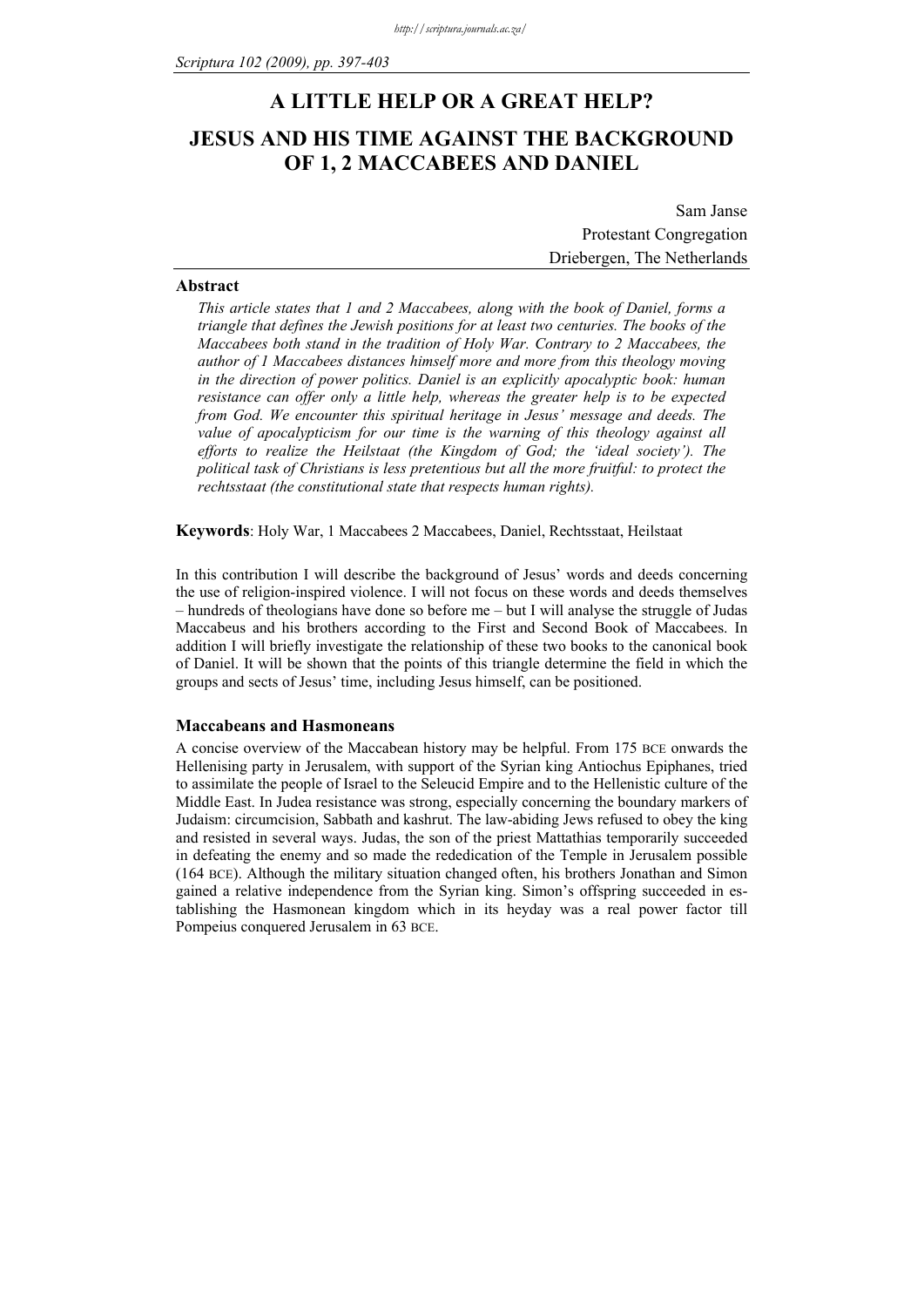# A LITTLE HELP OR A GREAT HELP?

# JESUS AND HIS TIME AGAINST THE BACKGROUND OF 1, 2 MACCABEES AND DANIEL

Sam Janse
Protestant Congregation
Driebergen, The Netherlands

### Abstract

*This article states that 1 and 2 Maccabees, along with the book of Daniel, forms a triangle that defines the Jewish positions for at least two centuries. The books of the Maccabees both stand in the tradition of Holy War. Contrary to 2 Maccabees, the author of 1 Maccabees distances himself more and more from this theology moving in the direction of power politics. Daniel is an explicitly apocalyptic book: human resistance can offer only a little help, whereas the greater help is to be expected from God. We encounter this spiritual heritage in Jesus' message and deeds. The value of apocalypticism for our time is the warning of this theology against all efforts to realize the Heilstaat (the Kingdom of God; the 'ideal society'). The political task of Christians is less pretentious but all the more fruitful: to protect the rechtsstaat (the constitutional state that respects human rights).*

**Keywords**: Holy War, 1 Maccabees 2 Maccabees, Daniel, Rechtsstaat, Heilstaat

In this contribution I will describe the background of Jesus' words and deeds concerning the use of religion-inspired violence. I will not focus on these words and deeds themselves – hundreds of theologians have done so before me – but I will analyse the struggle of Judas Maccabeus and his brothers according to the First and Second Book of Maccabees. In addition I will briefly investigate the relationship of these two books to the canonical book of Daniel. It will be shown that the points of this triangle determine the field in which the groups and sects of Jesus' time, including Jesus himself, can be positioned.

### Maccabeans and Hasmoneans

A concise overview of the Maccabean history may be helpful. From 175 BCE onwards the Hellenising party in Jerusalem, with support of the Syrian king Antiochus Epiphanes, tried to assimilate the people of Israel to the Seleucid Empire and to the Hellenistic culture of the Middle East. In Judea resistance was strong, especially concerning the boundary markers of Judaism: circumcision, Sabbath and kashrut. The law-abiding Jews refused to obey the king and resisted in several ways. Judas, the son of the priest Mattathias temporarily succeeded in defeating the enemy and so made the rededication of the Temple in Jerusalem possible (164 BCE). Although the military situation changed often, his brothers Jonathan and Simon gained a relative independence from the Syrian king. Simon's offspring succeeded in establishing the Hasmonean kingdom which in its heyday was a real power factor till Pompeius conquered Jerusalem in 63 BCE.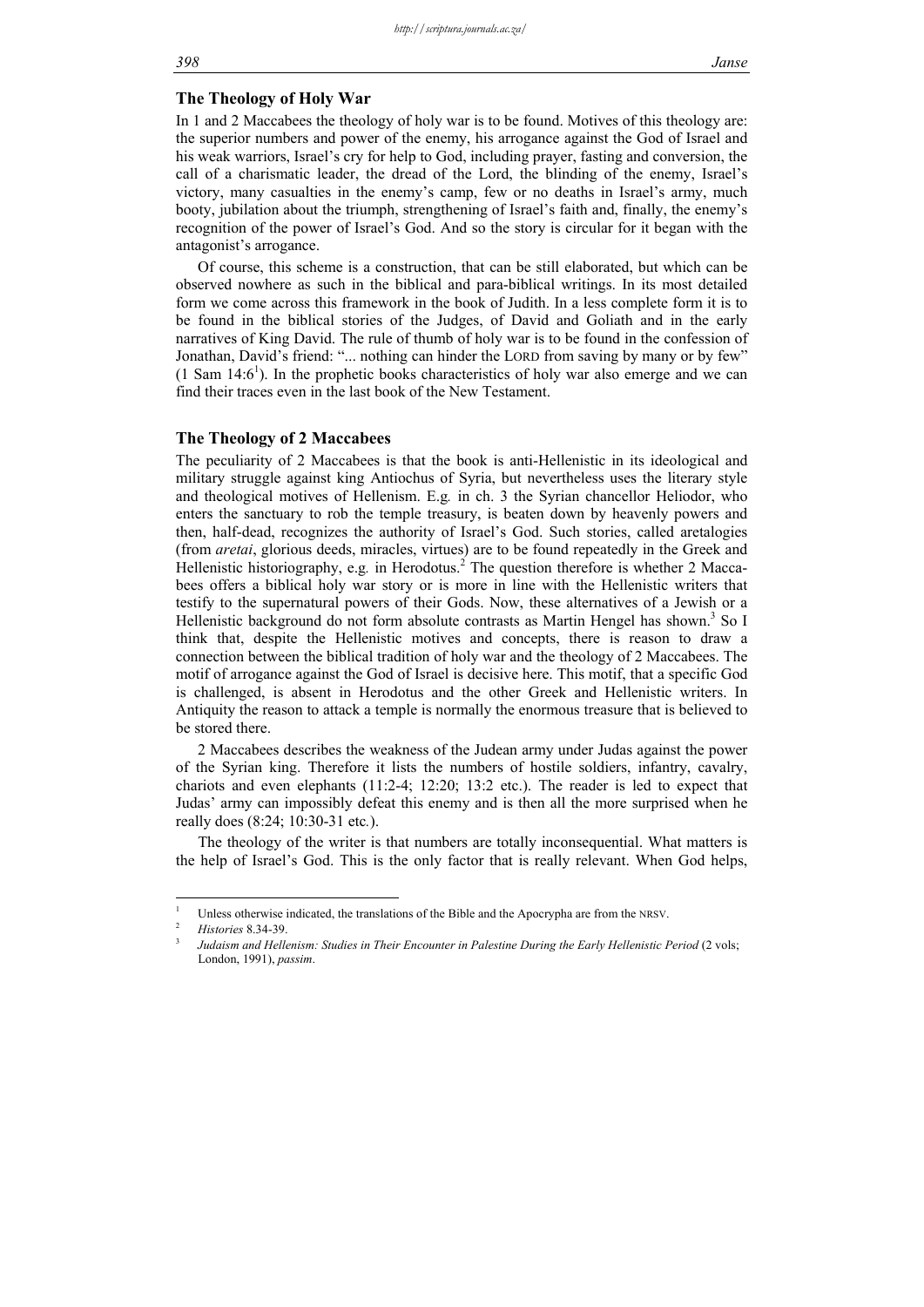## The Theology of Holy War

In 1 and 2 Maccabees the theology of holy war is to be found. Motives of this theology are: the superior numbers and power of the enemy, his arrogance against the God of Israel and his weak warriors, Israel's cry for help to God, including prayer, fasting and conversion, the call of a charismatic leader, the dread of the Lord, the blinding of the enemy, Israel's victory, many casualties in the enemy's camp, few or no deaths in Israel's army, much booty, jubilation about the triumph, strengthening of Israel's faith and, finally, the enemy's recognition of the power of Israel's God. And so the story is circular for it began with the antagonist's arrogance.

Of course, this scheme is a construction, that can be still elaborated, but which can be observed nowhere as such in the biblical and para-biblical writings. In its most detailed form we come across this framework in the book of Judith. In a less complete form it is to be found in the biblical stories of the Judges, of David and Goliath and in the early narratives of King David. The rule of thumb of holy war is to be found in the confession of Jonathan, David's friend: "... nothing can hinder the LORD from saving by many or by few" (1 Sam 14:6[1]). In the prophetic books characteristics of holy war also emerge and we can find their traces even in the last book of the New Testament.

## The Theology of 2 Maccabees

The peculiarity of 2 Maccabees is that the book is anti-Hellenistic in its ideological and military struggle against king Antiochus of Syria, but nevertheless uses the literary style and theological motives of Hellenism. E.g*.* in ch. 3 the Syrian chancellor Heliodor, who enters the sanctuary to rob the temple treasury, is beaten down by heavenly powers and then, half-dead, recognizes the authority of Israel's God. Such stories, called aretalogies (from *aretai*, glorious deeds, miracles, virtues) are to be found repeatedly in the Greek and Hellenistic historiography, e.g*.* in Herodotus.[2] The question therefore is whether 2 Maccabees offers a biblical holy war story or is more in line with the Hellenistic writers that testify to the supernatural powers of their Gods. Now, these alternatives of a Jewish or a Hellenistic background do not form absolute contrasts as Martin Hengel has shown.[3] So I think that, despite the Hellenistic motives and concepts, there is reason to draw a connection between the biblical tradition of holy war and the theology of 2 Maccabees. The motif of arrogance against the God of Israel is decisive here. This motif, that a specific God is challenged, is absent in Herodotus and the other Greek and Hellenistic writers. In Antiquity the reason to attack a temple is normally the enormous treasure that is believed to be stored there.

2 Maccabees describes the weakness of the Judean army under Judas against the power of the Syrian king. Therefore it lists the numbers of hostile soldiers, infantry, cavalry, chariots and even elephants (11:2-4; 12:20; 13:2 etc.). The reader is led to expect that Judas' army can impossibly defeat this enemy and is then all the more surprised when he really does (8:24; 10:30-31 etc*.*).

The theology of the writer is that numbers are totally inconsequential. What matters is the help of Israel's God. This is the only factor that is really relevant. When God helps,

---

[1] Unless otherwise indicated, the translations of the Bible and the Apocrypha are from the NRSV.

[2] *Histories* 8.34-39.

[3] *Judaism and Hellenism: Studies in Their Encounter in Palestine During the Early Hellenistic Period* (2 vols; London, 1991), *passim*.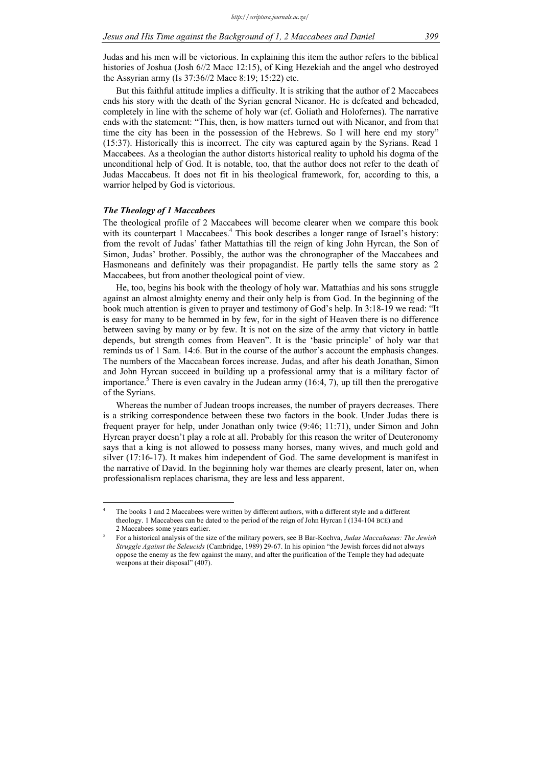Judas and his men will be victorious. In explaining this item the author refers to the biblical histories of Joshua (Josh 6//2 Macc 12:15), of King Hezekiah and the angel who destroyed the Assyrian army (Is 37:36//2 Macc 8:19; 15:22) etc.

But this faithful attitude implies a difficulty. It is striking that the author of 2 Maccabees ends his story with the death of the Syrian general Nicanor. He is defeated and beheaded, completely in line with the scheme of holy war (cf. Goliath and Holofernes). The narrative ends with the statement: "This, then, is how matters turned out with Nicanor, and from that time the city has been in the possession of the Hebrews. So I will here end my story" (15:37). Historically this is incorrect. The city was captured again by the Syrians. Read 1 Maccabees. As a theologian the author distorts historical reality to uphold his dogma of the unconditional help of God. It is notable, too, that the author does not refer to the death of Judas Maccabeus. It does not fit in his theological framework, for, according to this, a warrior helped by God is victorious.

### *The Theology of 1 Maccabees*

The theological profile of 2 Maccabees will become clearer when we compare this book with its counterpart 1 Maccabees.[4] This book describes a longer range of Israel's history: from the revolt of Judas' father Mattathias till the reign of king John Hyrcan, the Son of Simon, Judas' brother. Possibly, the author was the chronographer of the Maccabees and Hasmoneans and definitely was their propagandist. He partly tells the same story as 2 Maccabees, but from another theological point of view.

He, too, begins his book with the theology of holy war. Mattathias and his sons struggle against an almost almighty enemy and their only help is from God. In the beginning of the book much attention is given to prayer and testimony of God's help. In 3:18-19 we read: "It is easy for many to be hemmed in by few, for in the sight of Heaven there is no difference between saving by many or by few. It is not on the size of the army that victory in battle depends, but strength comes from Heaven". It is the 'basic principle' of holy war that reminds us of 1 Sam. 14:6. But in the course of the author's account the emphasis changes. The numbers of the Maccabean forces increase. Judas, and after his death Jonathan, Simon and John Hyrcan succeed in building up a professional army that is a military factor of importance.[5] There is even cavalry in the Judean army (16:4, 7), up till then the prerogative of the Syrians.

Whereas the number of Judean troops increases, the number of prayers decreases. There is a striking correspondence between these two factors in the book. Under Judas there is frequent prayer for help, under Jonathan only twice (9:46; 11:71), under Simon and John Hyrcan prayer doesn't play a role at all. Probably for this reason the writer of Deuteronomy says that a king is not allowed to possess many horses, many wives, and much gold and silver (17:16-17). It makes him independent of God. The same development is manifest in the narrative of David. In the beginning holy war themes are clearly present, later on, when professionalism replaces charisma, they are less and less apparent.

---

[4] The books 1 and 2 Maccabees were written by different authors, with a different style and a different theology. 1 Maccabees can be dated to the period of the reign of John Hyrcan I (134-104 BCE) and 2 Maccabees some years earlier.

[5] For a historical analysis of the size of the military powers, see B Bar-Kochva, *Judas Maccabaeus: The Jewish Struggle Against the Seleucids* (Cambridge, 1989) 29-67. In his opinion "the Jewish forces did not always oppose the enemy as the few against the many, and after the purification of the Temple they had adequate weapons at their disposal" (407).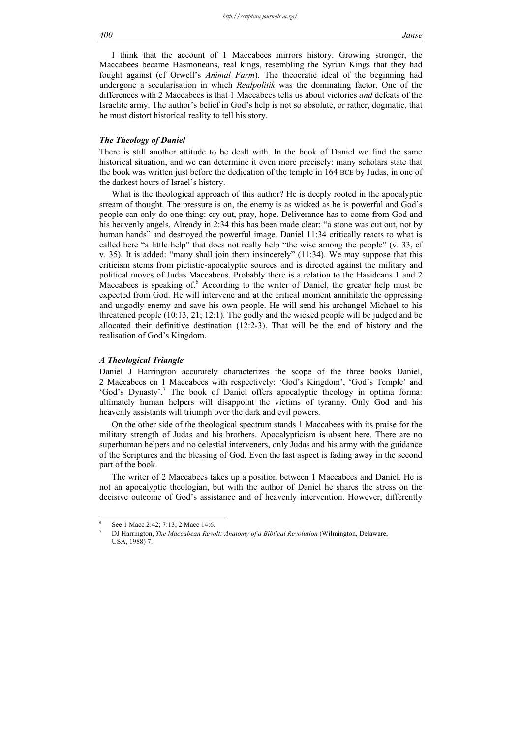I think that the account of 1 Maccabees mirrors history. Growing stronger, the Maccabees became Hasmoneans, real kings, resembling the Syrian Kings that they had fought against (cf Orwell's *Animal Farm*). The theocratic ideal of the beginning had undergone a secularisation in which *Realpolitik* was the dominating factor. One of the differences with 2 Maccabees is that 1 Maccabees tells us about victories *and* defeats of the Israelite army. The author's belief in God's help is not so absolute, or rather, dogmatic, that he must distort historical reality to tell his story.

### *The Theology of Daniel*

There is still another attitude to be dealt with. In the book of Daniel we find the same historical situation, and we can determine it even more precisely: many scholars state that the book was written just before the dedication of the temple in 164 BCE by Judas, in one of the darkest hours of Israel's history.

What is the theological approach of this author? He is deeply rooted in the apocalyptic stream of thought. The pressure is on, the enemy is as wicked as he is powerful and God's people can only do one thing: cry out, pray, hope. Deliverance has to come from God and his heavenly angels. Already in 2:34 this has been made clear: "a stone was cut out, not by human hands" and destroyed the powerful image. Daniel 11:34 critically reacts to what is called here "a little help" that does not really help "the wise among the people" (v. 33, cf v. 35). It is added: "many shall join them insincerely" (11:34). We may suppose that this criticism stems from pietistic-apocalyptic sources and is directed against the military and political moves of Judas Maccabeus. Probably there is a relation to the Hasideans 1 and 2 Maccabees is speaking of.[6] According to the writer of Daniel, the greater help must be expected from God. He will intervene and at the critical moment annihilate the oppressing and ungodly enemy and save his own people. He will send his archangel Michael to his threatened people (10:13, 21; 12:1). The godly and the wicked people will be judged and be allocated their definitive destination (12:2-3). That will be the end of history and the realisation of God's Kingdom.

### *A Theological Triangle*

Daniel J Harrington accurately characterizes the scope of the three books Daniel, 2 Maccabees en 1 Maccabees with respectively: 'God's Kingdom', 'God's Temple' and 'God's Dynasty'.[7] The book of Daniel offers apocalyptic theology in optima forma: ultimately human helpers will disappoint the victims of tyranny. Only God and his heavenly assistants will triumph over the dark and evil powers.

On the other side of the theological spectrum stands 1 Maccabees with its praise for the military strength of Judas and his brothers. Apocalypticism is absent here. There are no superhuman helpers and no celestial interveners, only Judas and his army with the guidance of the Scriptures and the blessing of God. Even the last aspect is fading away in the second part of the book.

The writer of 2 Maccabees takes up a position between 1 Maccabees and Daniel. He is not an apocalyptic theologian, but with the author of Daniel he shares the stress on the decisive outcome of God's assistance and of heavenly intervention. However, differently

---

[6] See 1 Macc 2:42; 7:13; 2 Macc 14:6.

[7] DJ Harrington, *The Maccabean Revolt: Anatomy of a Biblical Revolution* (Wilmington, Delaware, USA, 1988) 7.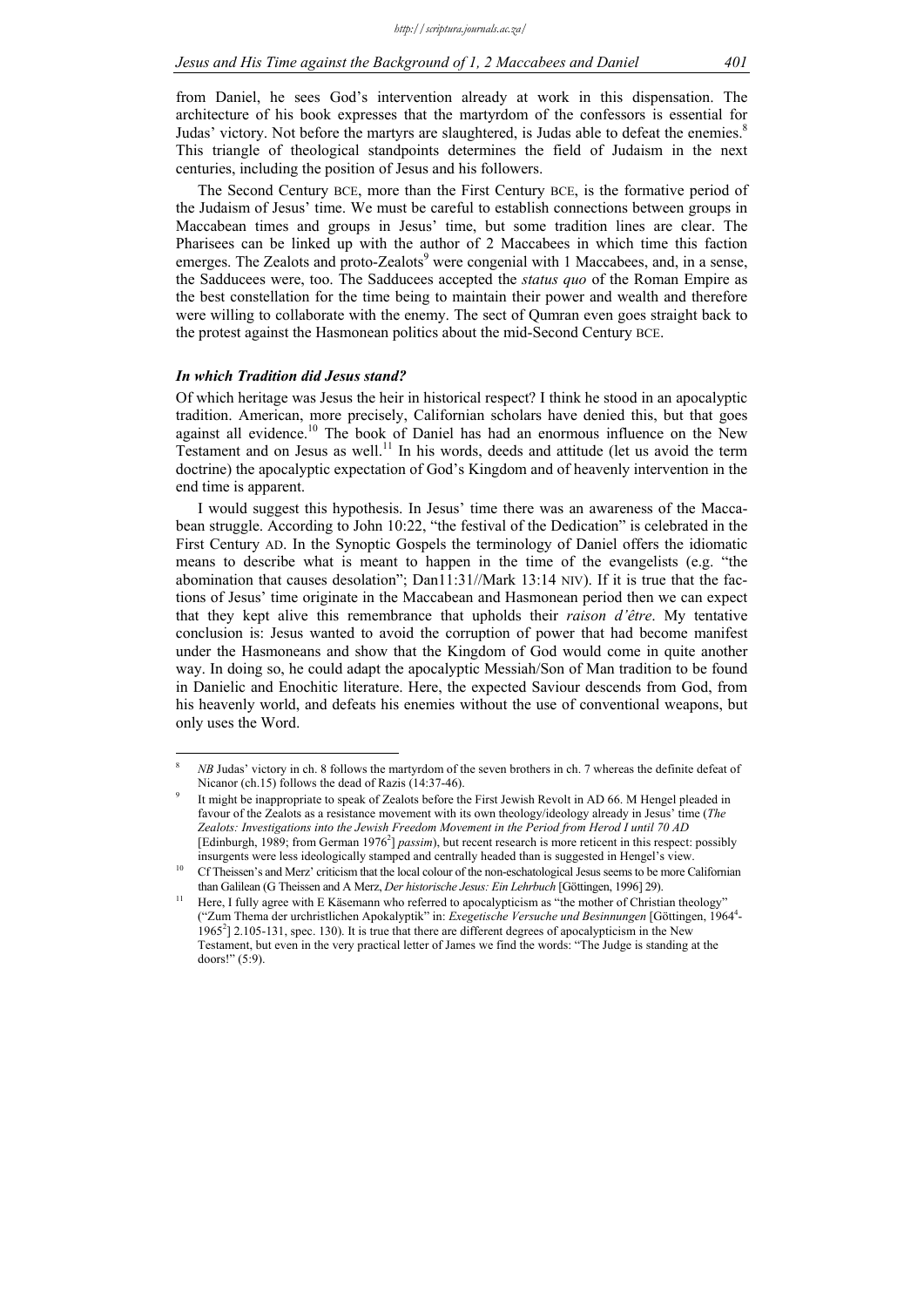from Daniel, he sees God's intervention already at work in this dispensation. The architecture of his book expresses that the martyrdom of the confessors is essential for Judas' victory. Not before the martyrs are slaughtered, is Judas able to defeat the enemies.[8] This triangle of theological standpoints determines the field of Judaism in the next centuries, including the position of Jesus and his followers.

The Second Century BCE, more than the First Century BCE, is the formative period of the Judaism of Jesus' time. We must be careful to establish connections between groups in Maccabean times and groups in Jesus' time, but some tradition lines are clear. The Pharisees can be linked up with the author of 2 Maccabees in which time this faction emerges. The Zealots and proto-Zealots[9] were congenial with 1 Maccabees, and, in a sense, the Sadducees were, too. The Sadducees accepted the *status quo* of the Roman Empire as the best constellation for the time being to maintain their power and wealth and therefore were willing to collaborate with the enemy. The sect of Qumran even goes straight back to the protest against the Hasmonean politics about the mid-Second Century BCE.

### *In which Tradition did Jesus stand?*

Of which heritage was Jesus the heir in historical respect? I think he stood in an apocalyptic tradition. American, more precisely, Californian scholars have denied this, but that goes against all evidence.[10] The book of Daniel has had an enormous influence on the New Testament and on Jesus as well.[11] In his words, deeds and attitude (let us avoid the term doctrine) the apocalyptic expectation of God's Kingdom and of heavenly intervention in the end time is apparent.

I would suggest this hypothesis. In Jesus' time there was an awareness of the Maccabean struggle. According to John 10:22, "the festival of the Dedication" is celebrated in the First Century AD. In the Synoptic Gospels the terminology of Daniel offers the idiomatic means to describe what is meant to happen in the time of the evangelists (e.g. "the abomination that causes desolation"; Dan11:31//Mark 13:14 NIV). If it is true that the factions of Jesus' time originate in the Maccabean and Hasmonean period then we can expect that they kept alive this remembrance that upholds their *raison d'être*. My tentative conclusion is: Jesus wanted to avoid the corruption of power that had become manifest under the Hasmoneans and show that the Kingdom of God would come in quite another way. In doing so, he could adapt the apocalyptic Messiah/Son of Man tradition to be found in Danielic and Enochitic literature. Here, the expected Saviour descends from God, from his heavenly world, and defeats his enemies without the use of conventional weapons, but only uses the Word.

---

[8] *NB* Judas' victory in ch. 8 follows the martyrdom of the seven brothers in ch. 7 whereas the definite defeat of Nicanor (ch.15) follows the dead of Razis (14:37-46).

[9] It might be inappropriate to speak of Zealots before the First Jewish Revolt in AD 66. M Hengel pleaded in favour of the Zealots as a resistance movement with its own theology/ideology already in Jesus' time (*The Zealots: Investigations into the Jewish Freedom Movement in the Period from Herod I until 70 AD* [Edinburgh, 1989; from German 1976[2]] *passim*), but recent research is more reticent in this respect: possibly insurgents were less ideologically stamped and centrally headed than is suggested in Hengel's view.

[10] Cf Theissen's and Merz' criticism that the local colour of the non-eschatological Jesus seems to be more Californian than Galilean (G Theissen and A Merz, *Der historische Jesus: Ein Lehrbuch* [Göttingen, 1996] 29).

[11] Here, I fully agree with E Käsemann who referred to apocalypticism as "the mother of Christian theology" ("Zum Thema der urchristlichen Apokalyptik" in: *Exegetische Versuche und Besinnungen* [Göttingen, 1964[4]-1965[2]] 2.105-131, spec. 130). It is true that there are different degrees of apocalypticism in the New Testament, but even in the very practical letter of James we find the words: "The Judge is standing at the doors!" (5:9).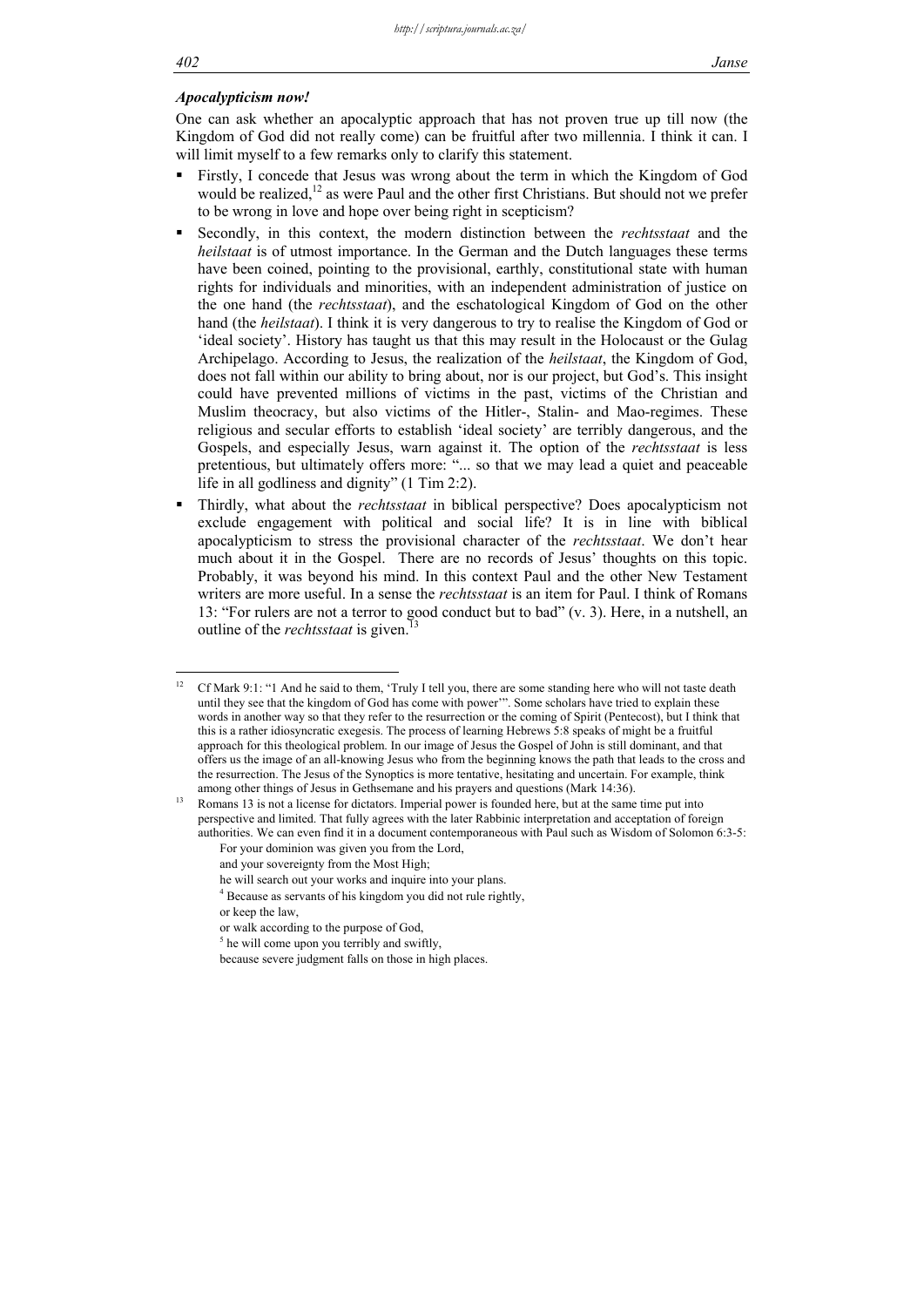### *Apocalypticism now!*

One can ask whether an apocalyptic approach that has not proven true up till now (the Kingdom of God did not really come) can be fruitful after two millennia. I think it can. I will limit myself to a few remarks only to clarify this statement.

- Firstly, I concede that Jesus was wrong about the term in which the Kingdom of God would be realized,[12] as were Paul and the other first Christians. But should not we prefer to be wrong in love and hope over being right in scepticism?
- Secondly, in this context, the modern distinction between the *rechtsstaat* and the *heilstaat* is of utmost importance. In the German and the Dutch languages these terms have been coined, pointing to the provisional, earthly, constitutional state with human rights for individuals and minorities, with an independent administration of justice on the one hand (the *rechtsstaat*), and the eschatological Kingdom of God on the other hand (the *heilstaat*). I think it is very dangerous to try to realise the Kingdom of God or 'ideal society'. History has taught us that this may result in the Holocaust or the Gulag Archipelago. According to Jesus, the realization of the *heilstaat*, the Kingdom of God, does not fall within our ability to bring about, nor is our project, but God's. This insight could have prevented millions of victims in the past, victims of the Christian and Muslim theocracy, but also victims of the Hitler-, Stalin- and Mao-regimes. These religious and secular efforts to establish 'ideal society' are terribly dangerous, and the Gospels, and especially Jesus, warn against it. The option of the *rechtsstaat* is less pretentious, but ultimately offers more: "... so that we may lead a quiet and peaceable life in all godliness and dignity" (1 Tim 2:2).
- Thirdly, what about the *rechtsstaat* in biblical perspective? Does apocalypticism not exclude engagement with political and social life? It is in line with biblical apocalypticism to stress the provisional character of the *rechtsstaat*. We don't hear much about it in the Gospel. There are no records of Jesus' thoughts on this topic. Probably, it was beyond his mind. In this context Paul and the other New Testament writers are more useful. In a sense the *rechtsstaat* is an item for Paul. I think of Romans 13: "For rulers are not a terror to good conduct but to bad" (v. 3). Here, in a nutshell, an outline of the *rechtsstaat* is given.[13]

---

[12] Cf Mark 9:1: "1 And he said to them, 'Truly I tell you, there are some standing here who will not taste death until they see that the kingdom of God has come with power'". Some scholars have tried to explain these words in another way so that they refer to the resurrection or the coming of Spirit (Pentecost), but I think that this is a rather idiosyncratic exegesis. The process of learning Hebrews 5:8 speaks of might be a fruitful approach for this theological problem. In our image of Jesus the Gospel of John is still dominant, and that offers us the image of an all-knowing Jesus who from the beginning knows the path that leads to the cross and the resurrection. The Jesus of the Synoptics is more tentative, hesitating and uncertain. For example, think among other things of Jesus in Gethsemane and his prayers and questions (Mark 14:36).

[13] Romans 13 is not a license for dictators. Imperial power is founded here, but at the same time put into perspective and limited. That fully agrees with the later Rabbinic interpretation and acceptance of foreign authorities. We can even find it in a document contemporaneous with Paul such as Wisdom of Solomon 6:3-5:

> For your dominion was given you from the Lord,
> and your sovereignty from the Most High;
> he will search out your works and inquire into your plans.
> [4] Because as servants of his kingdom you did not rule rightly,
> or keep the law,
> or walk according to the purpose of God,
> [5] he will come upon you terribly and swiftly,
> because severe judgment falls on those in high places.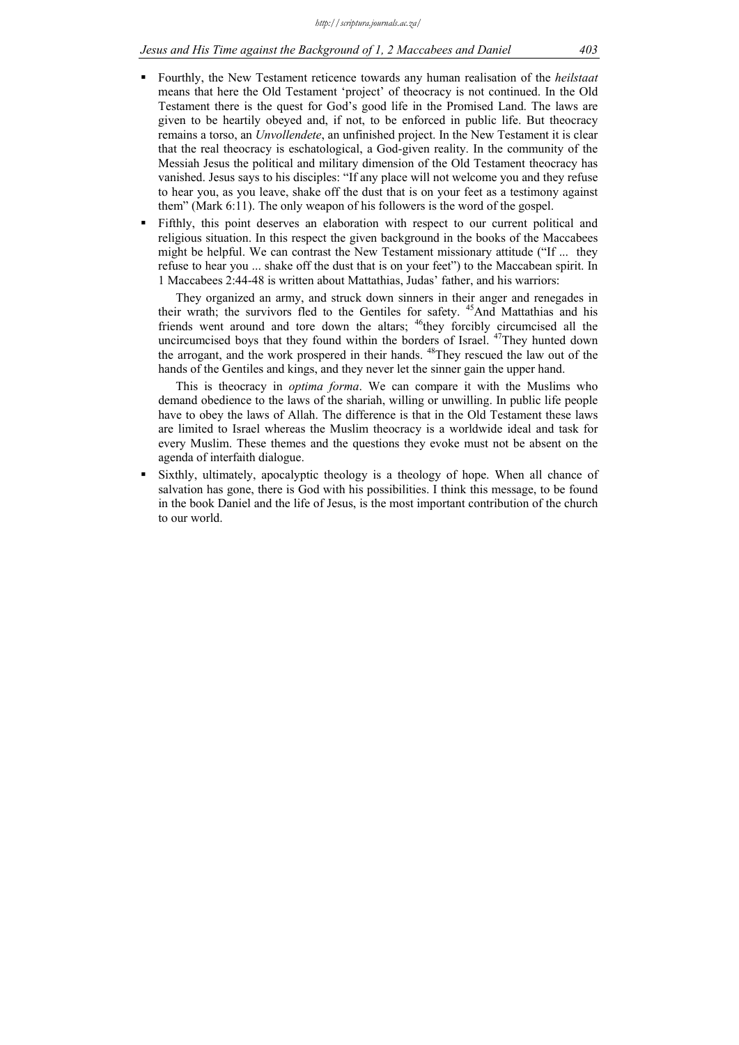- Fourthly, the New Testament reticence towards any human realisation of the *heilstaat* means that here the Old Testament 'project' of theocracy is not continued. In the Old Testament there is the quest for God's good life in the Promised Land. The laws are given to be heartily obeyed and, if not, to be enforced in public life. But theocracy remains a torso, an *Unvollendete*, an unfinished project. In the New Testament it is clear that the real theocracy is eschatological, a God-given reality. In the community of the Messiah Jesus the political and military dimension of the Old Testament theocracy has vanished. Jesus says to his disciples: "If any place will not welcome you and they refuse to hear you, as you leave, shake off the dust that is on your feet as a testimony against them" (Mark 6:11). The only weapon of his followers is the word of the gospel.
- Fifthly, this point deserves an elaboration with respect to our current political and religious situation. In this respect the given background in the books of the Maccabees might be helpful. We can contrast the New Testament missionary attitude ("If ... they refuse to hear you ... shake off the dust that is on your feet") to the Maccabean spirit. In 1 Maccabees 2:44-48 is written about Mattathias, Judas' father, and his warriors:

  They organized an army, and struck down sinners in their anger and renegades in their wrath; the survivors fled to the Gentiles for safety. [45]And Mattathias and his friends went around and tore down the altars; [46]they forcibly circumcised all the uncircumcised boys that they found within the borders of Israel. [47]They hunted down the arrogant, and the work prospered in their hands. [48]They rescued the law out of the hands of the Gentiles and kings, and they never let the sinner gain the upper hand.

  This is theocracy in *optima forma*. We can compare it with the Muslims who demand obedience to the laws of the shariah, willing or unwilling. In public life people have to obey the laws of Allah. The difference is that in the Old Testament these laws are limited to Israel whereas the Muslim theocracy is a worldwide ideal and task for every Muslim. These themes and the questions they evoke must not be absent on the agenda of interfaith dialogue.
- Sixthly, ultimately, apocalyptic theology is a theology of hope. When all chance of salvation has gone, there is God with his possibilities. I think this message, to be found in the book Daniel and the life of Jesus, is the most important contribution of the church to our world.